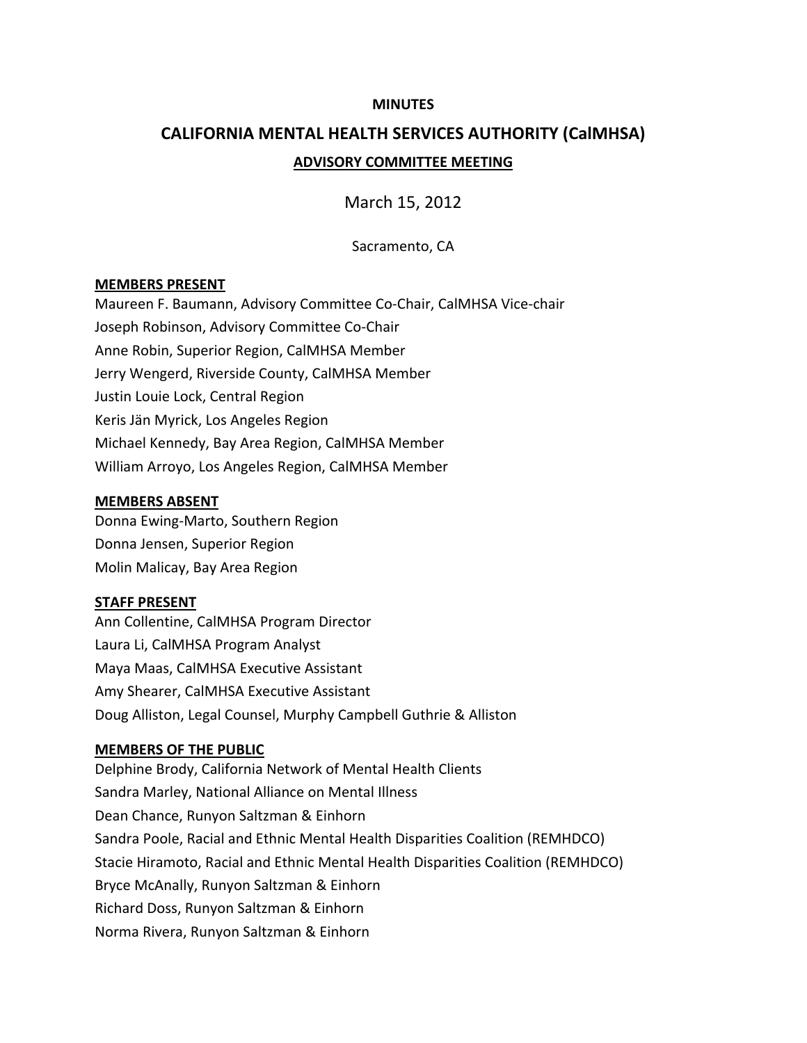**MINUTES**

# CALIFORNIA MENTAL HEALTH SERVICES AUTHORITY (CalMHSA)

## ADVISORY COMMITTEE MEETING

March 15, 2012

Sacramento, CA

**MEMBERS PRESENT**

Maureen F. Baumann, Advisory Committee Co-Chair, CalMHSA Vice-chair
Joseph Robinson, Advisory Committee Co-Chair
Anne Robin, Superior Region, CalMHSA Member
Jerry Wengerd, Riverside County, CalMHSA Member
Justin Louie Lock, Central Region
Keris Jän Myrick, Los Angeles Region
Michael Kennedy, Bay Area Region, CalMHSA Member
William Arroyo, Los Angeles Region, CalMHSA Member

**MEMBERS ABSENT**

Donna Ewing-Marto, Southern Region
Donna Jensen, Superior Region
Molin Malicay, Bay Area Region

**STAFF PRESENT**

Ann Collentine, CalMHSA Program Director
Laura Li, CalMHSA Program Analyst
Maya Maas, CalMHSA Executive Assistant
Amy Shearer, CalMHSA Executive Assistant
Doug Alliston, Legal Counsel, Murphy Campbell Guthrie & Alliston

**MEMBERS OF THE PUBLIC**

Delphine Brody, California Network of Mental Health Clients
Sandra Marley, National Alliance on Mental Illness
Dean Chance, Runyon Saltzman & Einhorn
Sandra Poole, Racial and Ethnic Mental Health Disparities Coalition (REMHDCO)
Stacie Hiramoto, Racial and Ethnic Mental Health Disparities Coalition (REMHDCO)
Bryce McAnally, Runyon Saltzman & Einhorn
Richard Doss, Runyon Saltzman & Einhorn
Norma Rivera, Runyon Saltzman & Einhorn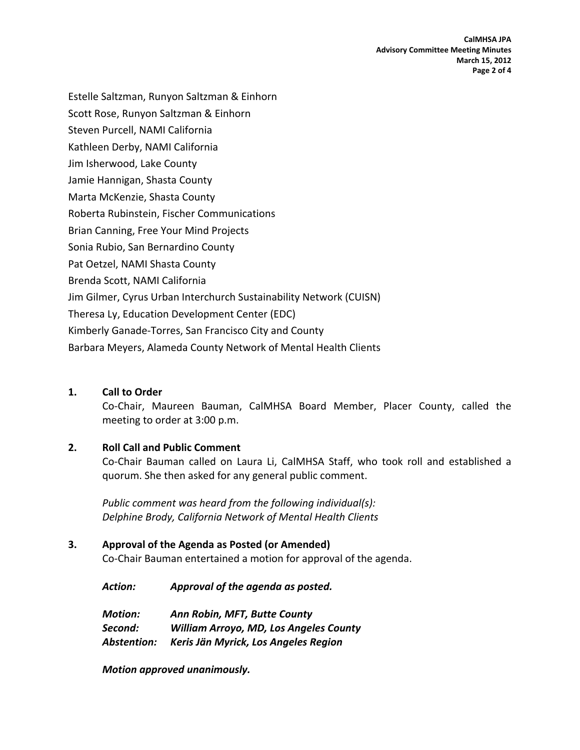Estelle Saltzman, Runyon Saltzman & Einhorn

Scott Rose, Runyon Saltzman & Einhorn

Steven Purcell, NAMI California

Kathleen Derby, NAMI California

Jim Isherwood, Lake County

Jamie Hannigan, Shasta County

Marta McKenzie, Shasta County

Roberta Rubinstein, Fischer Communications

Brian Canning, Free Your Mind Projects

Sonia Rubio, San Bernardino County

Pat Oetzel, NAMI Shasta County

Brenda Scott, NAMI California

Jim Gilmer, Cyrus Urban Interchurch Sustainability Network (CUISN)

Theresa Ly, Education Development Center (EDC)

Kimberly Ganade-Torres, San Francisco City and County

Barbara Meyers, Alameda County Network of Mental Health Clients

**1. Call to Order**

Co-Chair, Maureen Bauman, CalMHSA Board Member, Placer County, called the meeting to order at 3:00 p.m.

**2. Roll Call and Public Comment**

Co-Chair Bauman called on Laura Li, CalMHSA Staff, who took roll and established a quorum. She then asked for any general public comment.

*Public comment was heard from the following individual(s):*
*Delphine Brody, California Network of Mental Health Clients*

**3. Approval of the Agenda as Posted (or Amended)**

Co-Chair Bauman entertained a motion for approval of the agenda.

***Action:*** ***Approval of the agenda as posted.***

***Motion:*** ***Ann Robin, MFT, Butte County***
***Second:*** ***William Arroyo, MD, Los Angeles County***
***Abstention:*** ***Keris Jän Myrick, Los Angeles Region***

***Motion approved unanimously.***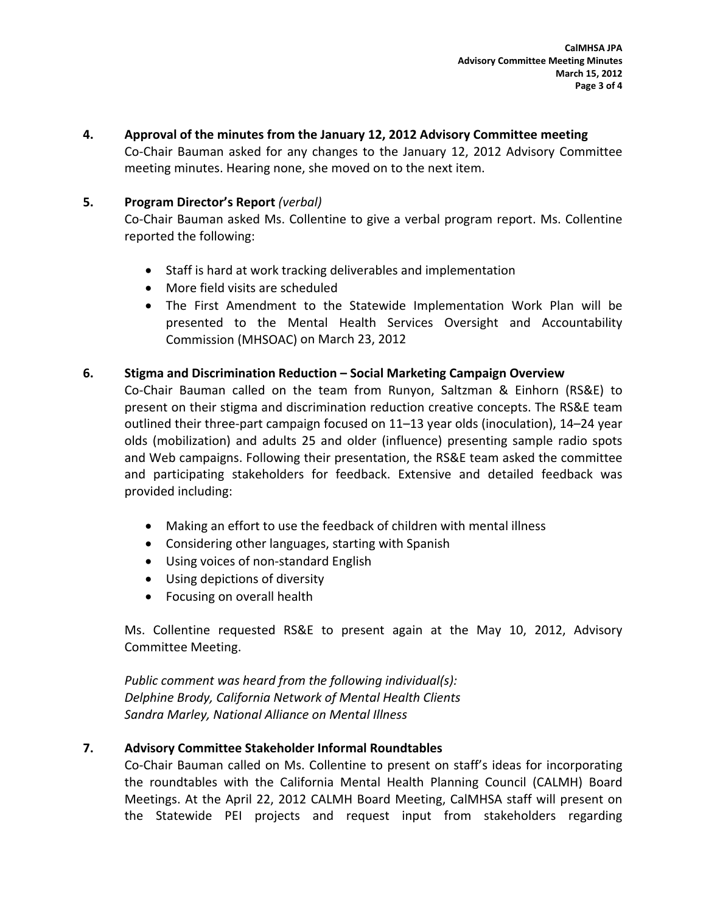**4. Approval of the minutes from the January 12, 2012 Advisory Committee meeting**

Co-Chair Bauman asked for any changes to the January 12, 2012 Advisory Committee meeting minutes. Hearing none, she moved on to the next item.

**5. Program Director's Report** *(verbal)*

Co-Chair Bauman asked Ms. Collentine to give a verbal program report. Ms. Collentine reported the following:

- Staff is hard at work tracking deliverables and implementation
- More field visits are scheduled
- The First Amendment to the Statewide Implementation Work Plan will be presented to the Mental Health Services Oversight and Accountability Commission (MHSOAC) on March 23, 2012

**6. Stigma and Discrimination Reduction – Social Marketing Campaign Overview**

Co-Chair Bauman called on the team from Runyon, Saltzman & Einhorn (RS&E) to present on their stigma and discrimination reduction creative concepts. The RS&E team outlined their three-part campaign focused on 11–13 year olds (inoculation), 14–24 year olds (mobilization) and adults 25 and older (influence) presenting sample radio spots and Web campaigns. Following their presentation, the RS&E team asked the committee and participating stakeholders for feedback. Extensive and detailed feedback was provided including:

- Making an effort to use the feedback of children with mental illness
- Considering other languages, starting with Spanish
- Using voices of non-standard English
- Using depictions of diversity
- Focusing on overall health

Ms. Collentine requested RS&E to present again at the May 10, 2012, Advisory Committee Meeting.

*Public comment was heard from the following individual(s):*
*Delphine Brody, California Network of Mental Health Clients*
*Sandra Marley, National Alliance on Mental Illness*

**7. Advisory Committee Stakeholder Informal Roundtables**

Co-Chair Bauman called on Ms. Collentine to present on staff's ideas for incorporating the roundtables with the California Mental Health Planning Council (CALMH) Board Meetings. At the April 22, 2012 CALMH Board Meeting, CalMHSA staff will present on the Statewide PEI projects and request input from stakeholders regarding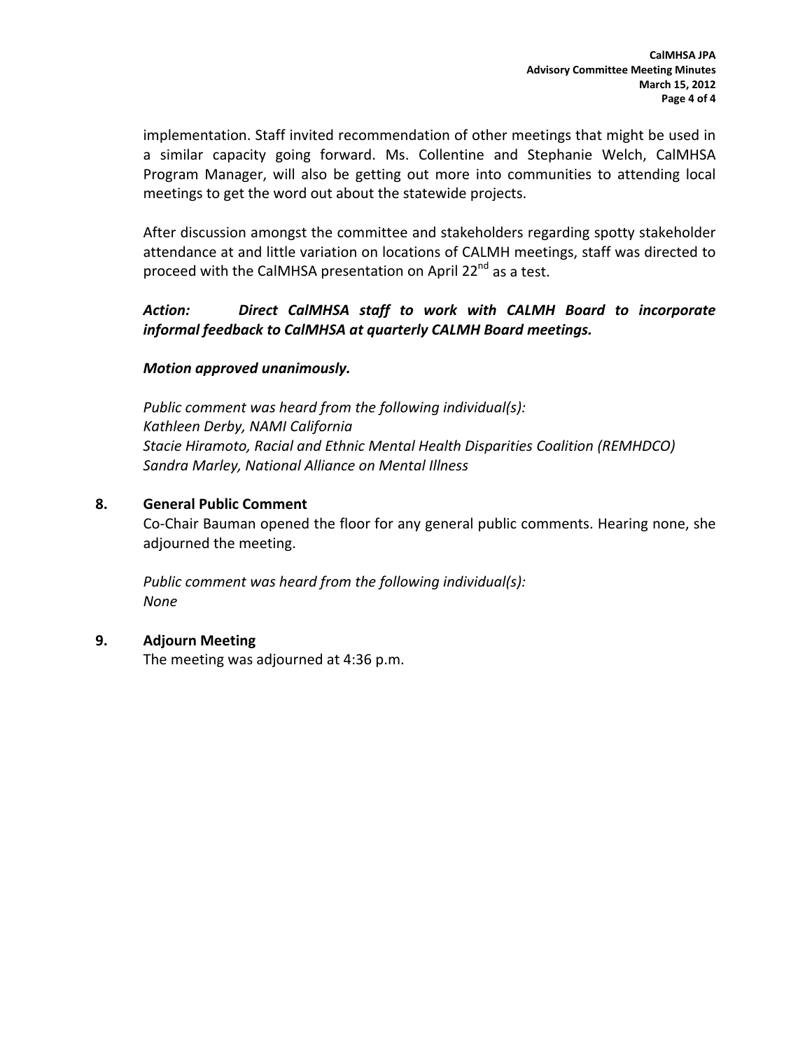implementation. Staff invited recommendation of other meetings that might be used in a similar capacity going forward. Ms. Collentine and Stephanie Welch, CalMHSA Program Manager, will also be getting out more into communities to attending local meetings to get the word out about the statewide projects.

After discussion amongst the committee and stakeholders regarding spotty stakeholder attendance at and little variation on locations of CALMH meetings, staff was directed to proceed with the CalMHSA presentation on April 22nd as a test.

***Action: Direct CalMHSA staff to work with CALMH Board to incorporate informal feedback to CalMHSA at quarterly CALMH Board meetings.***

***Motion approved unanimously.***

*Public comment was heard from the following individual(s):*
*Kathleen Derby, NAMI California*
*Stacie Hiramoto, Racial and Ethnic Mental Health Disparities Coalition (REMHDCO)*
*Sandra Marley, National Alliance on Mental Illness*

## 8. General Public Comment

Co-Chair Bauman opened the floor for any general public comments. Hearing none, she adjourned the meeting.

*Public comment was heard from the following individual(s):*
*None*

## 9. Adjourn Meeting

The meeting was adjourned at 4:36 p.m.